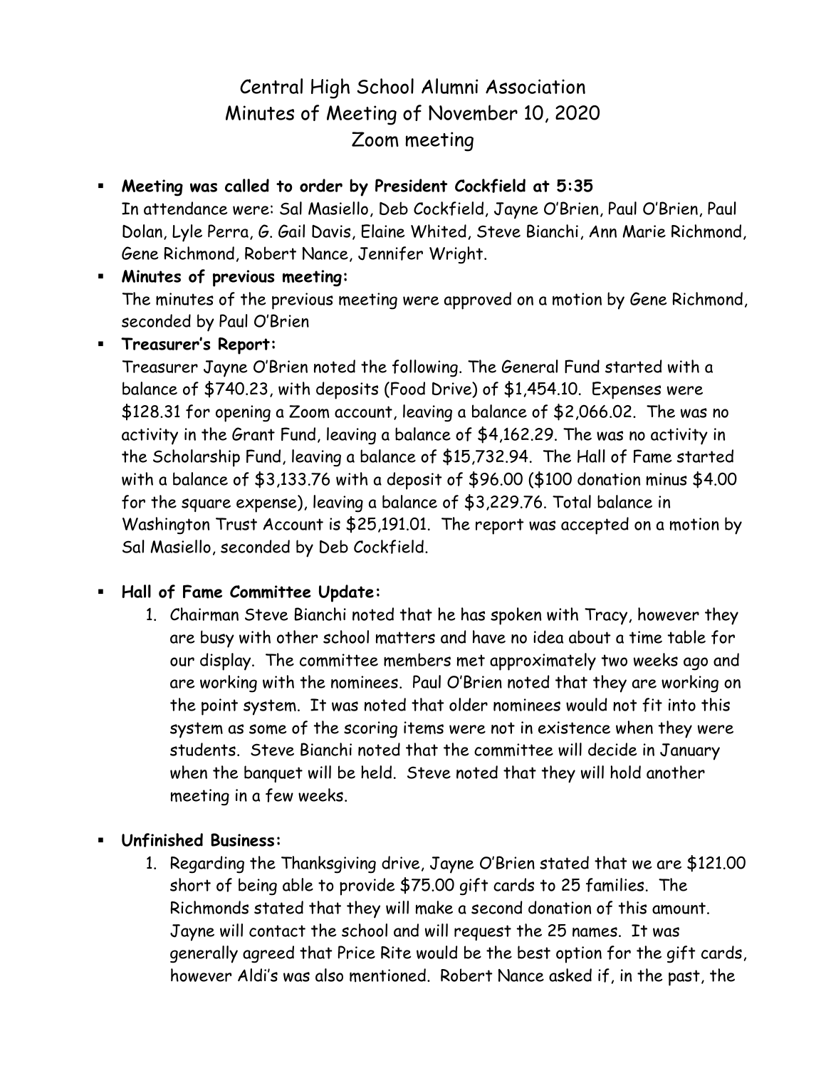# Central High School Alumni Association
## Minutes of Meeting of November 10, 2020
## Zoom meeting

- **Meeting was called to order by President Cockfield at 5:35**
  In attendance were: Sal Masiello, Deb Cockfield, Jayne O'Brien, Paul O'Brien, Paul Dolan, Lyle Perra, G. Gail Davis, Elaine Whited, Steve Bianchi, Ann Marie Richmond, Gene Richmond, Robert Nance, Jennifer Wright.
- **Minutes of previous meeting:**
  The minutes of the previous meeting were approved on a motion by Gene Richmond, seconded by Paul O'Brien
- **Treasurer's Report:**
  Treasurer Jayne O'Brien noted the following. The General Fund started with a balance of $740.23, with deposits (Food Drive) of $1,454.10. Expenses were $128.31 for opening a Zoom account, leaving a balance of $2,066.02. The was no activity in the Grant Fund, leaving a balance of $4,162.29. The was no activity in the Scholarship Fund, leaving a balance of $15,732.94. The Hall of Fame started with a balance of $3,133.76 with a deposit of $96.00 ($100 donation minus $4.00 for the square expense), leaving a balance of $3,229.76. Total balance in Washington Trust Account is $25,191.01. The report was accepted on a motion by Sal Masiello, seconded by Deb Cockfield.

- **Hall of Fame Committee Update:**
  1. Chairman Steve Bianchi noted that he has spoken with Tracy, however they are busy with other school matters and have no idea about a time table for our display. The committee members met approximately two weeks ago and are working with the nominees. Paul O'Brien noted that they are working on the point system. It was noted that older nominees would not fit into this system as some of the scoring items were not in existence when they were students. Steve Bianchi noted that the committee will decide in January when the banquet will be held. Steve noted that they will hold another meeting in a few weeks.

- **Unfinished Business:**
  1. Regarding the Thanksgiving drive, Jayne O'Brien stated that we are $121.00 short of being able to provide $75.00 gift cards to 25 families. The Richmonds stated that they will make a second donation of this amount. Jayne will contact the school and will request the 25 names. It was generally agreed that Price Rite would be the best option for the gift cards, however Aldi's was also mentioned. Robert Nance asked if, in the past, the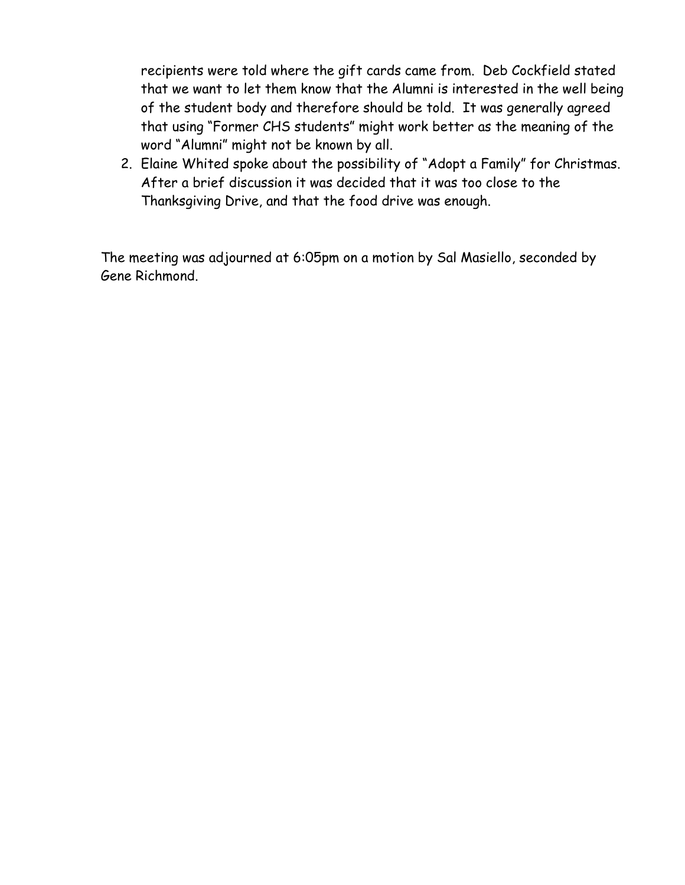recipients were told where the gift cards came from. Deb Cockfield stated that we want to let them know that the Alumni is interested in the well being of the student body and therefore should be told. It was generally agreed that using "Former CHS students" might work better as the meaning of the word "Alumni" might not be known by all.

2. Elaine Whited spoke about the possibility of "Adopt a Family" for Christmas. After a brief discussion it was decided that it was too close to the Thanksgiving Drive, and that the food drive was enough.

The meeting was adjourned at 6:05pm on a motion by Sal Masiello, seconded by Gene Richmond.